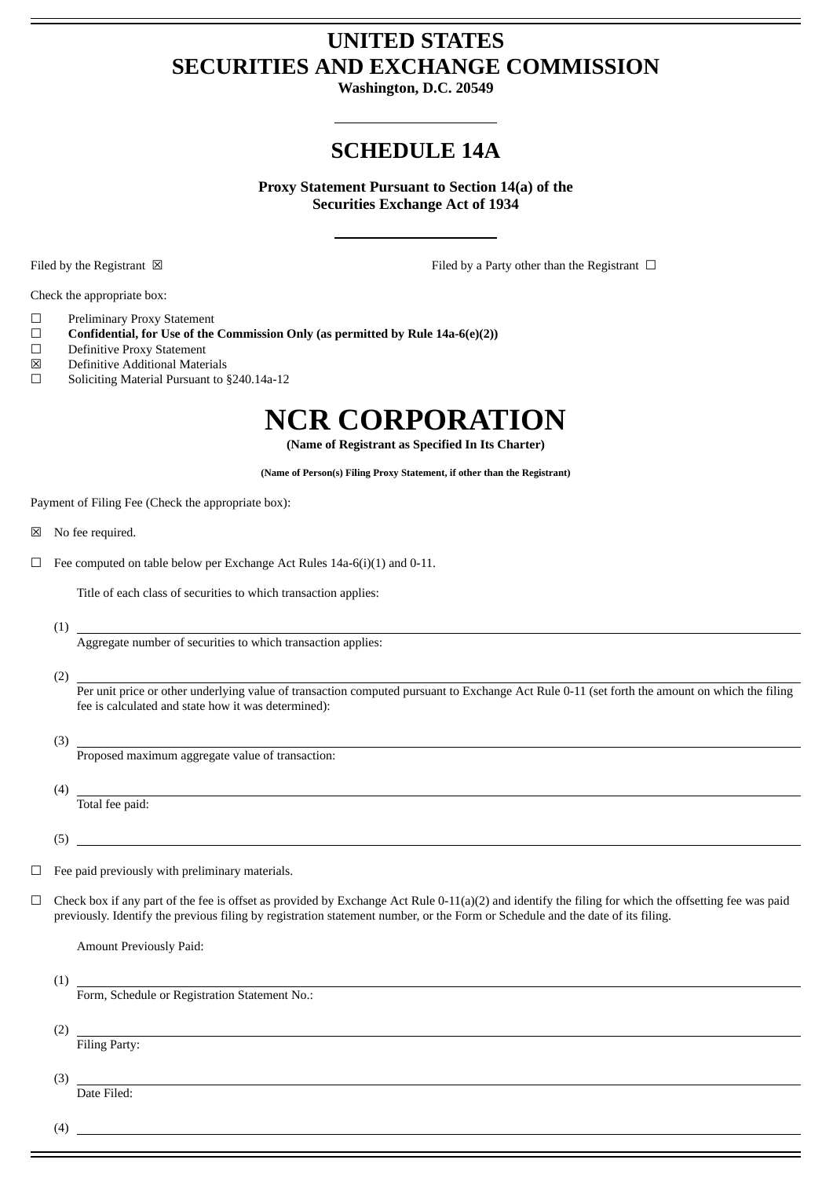# UNITED STATES
# SECURITIES AND EXCHANGE COMMISSION

**Washington, D.C. 20549**

## SCHEDULE 14A

**Proxy Statement Pursuant to Section 14(a) of the Securities Exchange Act of 1934**

Filed by the Registrant ☒ Filed by a Party other than the Registrant ☐

Check the appropriate box:

☐ Preliminary Proxy Statement
☐ **Confidential, for Use of the Commission Only (as permitted by Rule 14a-6(e)(2))**
☐ Definitive Proxy Statement
☒ Definitive Additional Materials
☐ Soliciting Material Pursuant to §240.14a-12

# NCR CORPORATION

**(Name of Registrant as Specified In Its Charter)**

**(Name of Person(s) Filing Proxy Statement, if other than the Registrant)**

Payment of Filing Fee (Check the appropriate box):

☒ No fee required.

☐ Fee computed on table below per Exchange Act Rules 14a-6(i)(1) and 0-11.

Title of each class of securities to which transaction applies:

(1)

Aggregate number of securities to which transaction applies:

(2)

Per unit price or other underlying value of transaction computed pursuant to Exchange Act Rule 0-11 (set forth the amount on which the filing fee is calculated and state how it was determined):

(3)

Proposed maximum aggregate value of transaction:

(4)

Total fee paid:

(5)

☐ Fee paid previously with preliminary materials.

☐ Check box if any part of the fee is offset as provided by Exchange Act Rule 0-11(a)(2) and identify the filing for which the offsetting fee was paid previously. Identify the previous filing by registration statement number, or the Form or Schedule and the date of its filing.

Amount Previously Paid:

(1)

Form, Schedule or Registration Statement No.:

(2)

Filing Party:

(3)

Date Filed:

(4)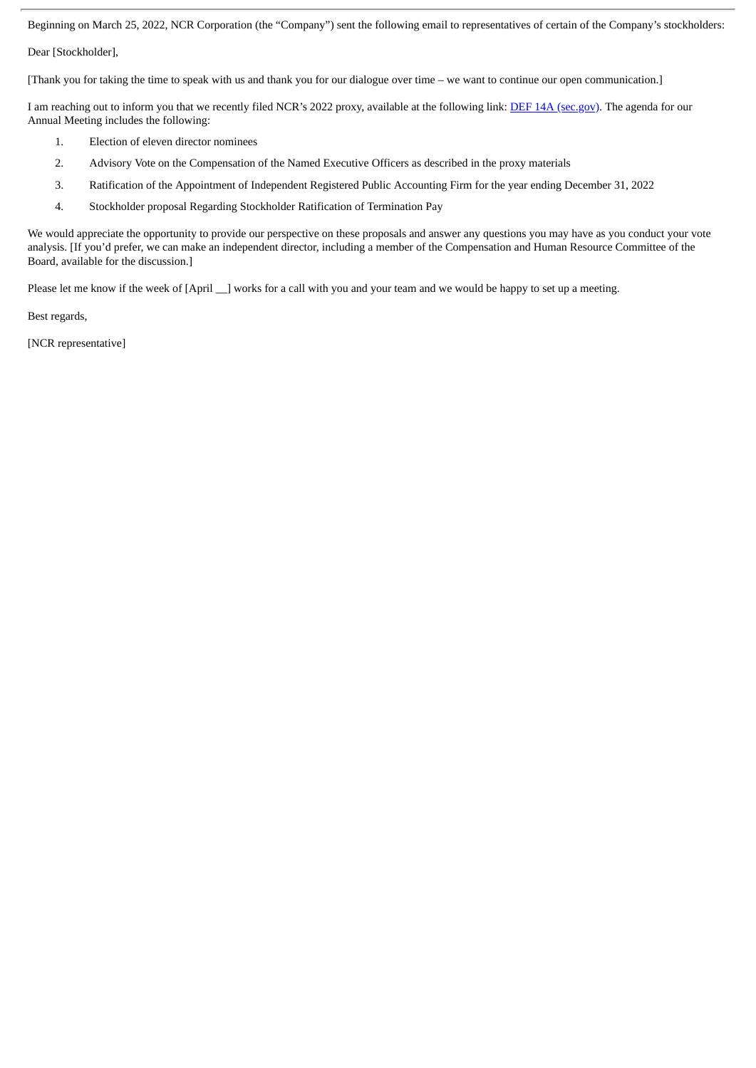Beginning on March 25, 2022, NCR Corporation (the "Company") sent the following email to representatives of certain of the Company's stockholders:

Dear [Stockholder],

[Thank you for taking the time to speak with us and thank you for our dialogue over time – we want to continue our open communication.]

I am reaching out to inform you that we recently filed NCR's 2022 proxy, available at the following link: [DEF 14A (sec.gov)](sec.gov). The agenda for our Annual Meeting includes the following:

1. Election of eleven director nominees
2. Advisory Vote on the Compensation of the Named Executive Officers as described in the proxy materials
3. Ratification of the Appointment of Independent Registered Public Accounting Firm for the year ending December 31, 2022
4. Stockholder proposal Regarding Stockholder Ratification of Termination Pay

We would appreciate the opportunity to provide our perspective on these proposals and answer any questions you may have as you conduct your vote analysis. [If you'd prefer, we can make an independent director, including a member of the Compensation and Human Resource Committee of the Board, available for the discussion.]

Please let me know if the week of [April __] works for a call with you and your team and we would be happy to set up a meeting.

Best regards,

[NCR representative]